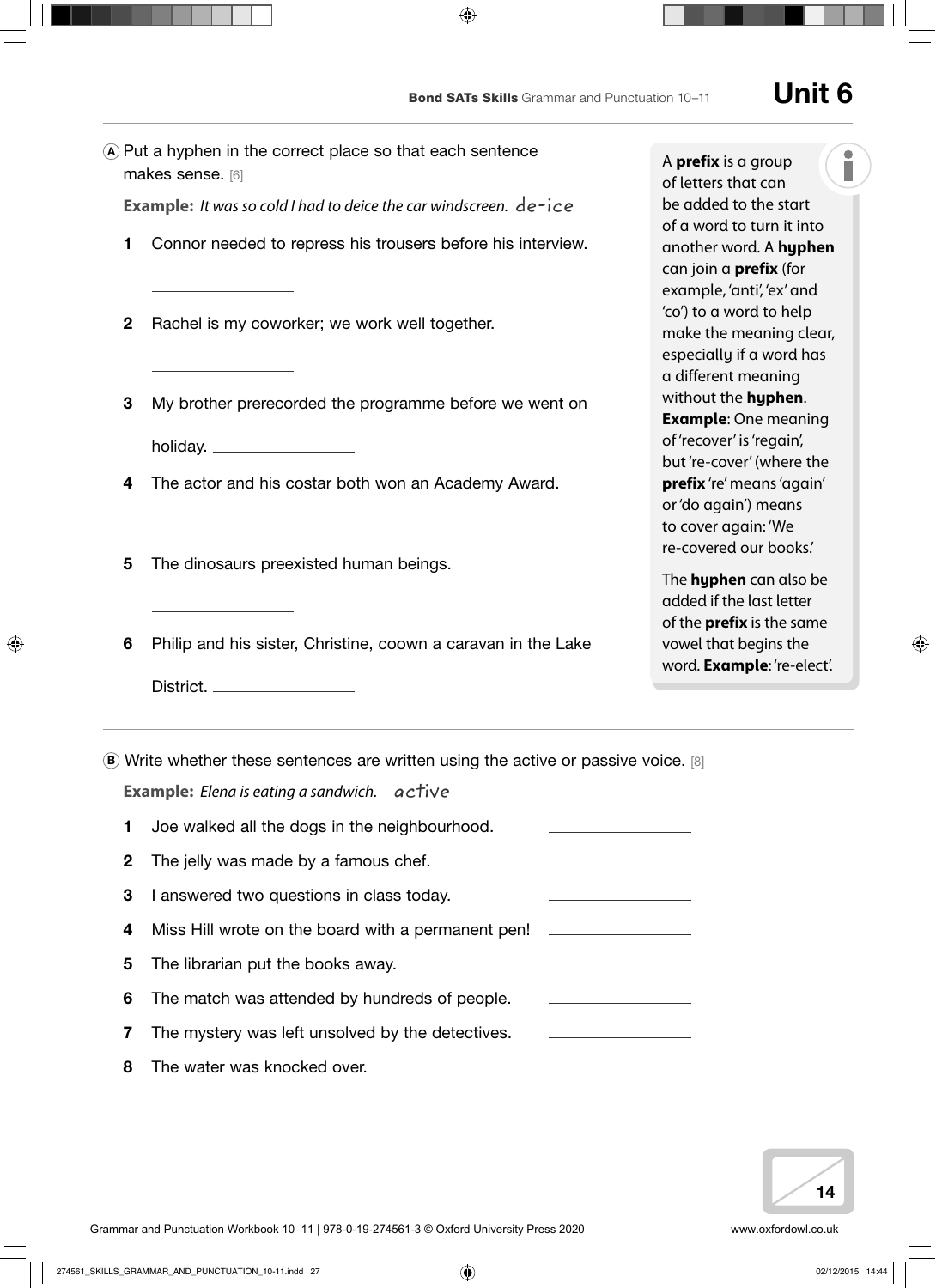# Unit 6

**A** Put a hyphen in the correct place so that each sentence makes sense. [6]

**Example:** *It was so cold I had to deice the car windscreen.* de-ice

1. Connor needed to repress his trousers before his interview.

   ________________

2. Rachel is my coworker; we work well together.

   ________________

3. My brother prerecorded the programme before we went on holiday. ________________

4. The actor and his costar both won an Academy Award.

   ________________

5. The dinosaurs preexisted human beings.

   ________________

6. Philip and his sister, Christine, coown a caravan in the Lake District. ________________

> A **prefix** is a group of letters that can be added to the start of a word to turn it into another word. A **hyphen** can join a **prefix** (for example, 'anti', 'ex' and 'co') to a word to help make the meaning clear, especially if a word has a different meaning without the **hyphen**. **Example**: One meaning of 'recover' is 'regain', but 're-cover' (where the **prefix** 're' means 'again' or 'do again') means to cover again: 'We re-covered our books.'
>
> The **hyphen** can also be added if the last letter of the **prefix** is the same vowel that begins the word. **Example**: 're-elect'.

**B** Write whether these sentences are written using the active or passive voice. [8]

**Example:** *Elena is eating a sandwich.* active

1. Joe walked all the dogs in the neighbourhood. ________________
2. The jelly was made by a famous chef. ________________
3. I answered two questions in class today. ________________
4. Miss Hill wrote on the board with a permanent pen! ________________
5. The librarian put the books away. ________________
6. The match was attended by hundreds of people. ________________
7. The mystery was left unsolved by the detectives. ________________
8. The water was knocked over. ________________

/14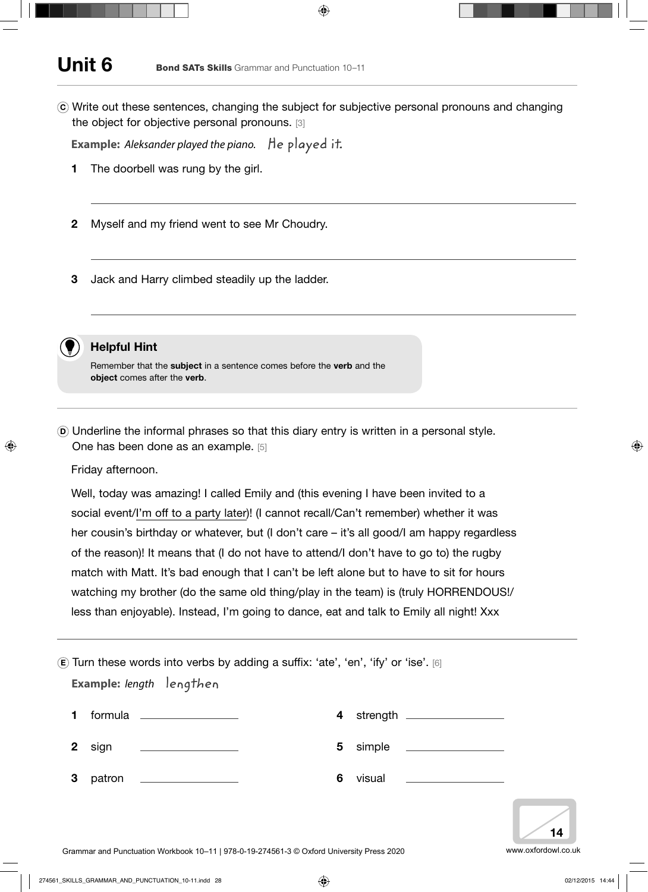# Unit 6

**Bond SATs Skills** Grammar and Punctuation 10–11

**C** Write out these sentences, changing the subject for subjective personal pronouns and changing the object for objective personal pronouns. [3]

**Example:** *Aleksander played the piano.* He played it.

1. The doorbell was rung by the girl.

   ______________________________________________

2. Myself and my friend went to see Mr Choudry.

   ______________________________________________

3. Jack and Harry climbed steadily up the ladder.

   ______________________________________________

> **Helpful Hint**
>
> Remember that the **subject** in a sentence comes before the **verb** and the **object** comes after the **verb**.

---

**D** Underline the informal phrases so that this diary entry is written in a personal style. One has been done as an example. [5]

Friday afternoon.

Well, today was amazing! I called Emily and (this evening I have been invited to a social event/<u>I'm off to a party later</u>)! (I cannot recall/Can't remember) whether it was her cousin's birthday or whatever, but (I don't care – it's all good/I am happy regardless of the reason)! It means that (I do not have to attend/I don't have to go to) the rugby match with Matt. It's bad enough that I can't be left alone but to have to sit for hours watching my brother (do the same old thing/play in the team) is (truly HORRENDOUS!/less than enjoyable). Instead, I'm going to dance, eat and talk to Emily all night! Xxx

---

**E** Turn these words into verbs by adding a suffix: 'ate', 'en', 'ify' or 'ise'. [6]

**Example:** *length* lengthen

1. formula ____________
2. sign ____________
3. patron ____________
4. strength ____________
5. simple ____________
6. visual ____________

14

Grammar and Punctuation Workbook 10–11 | 978-0-19-274561-3 © Oxford University Press 2020

www.oxfordowl.co.uk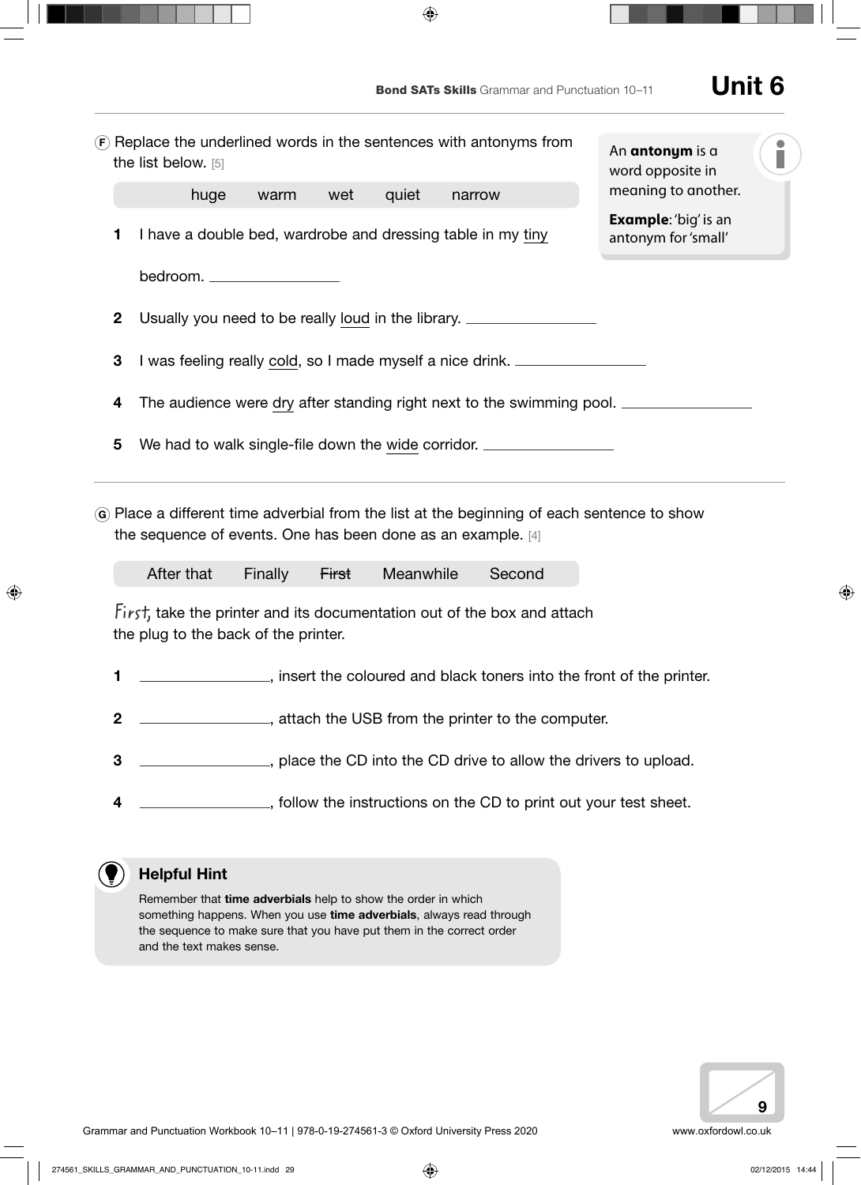# Unit 6

Ⓕ Replace the underlined words in the sentences with antonyms from the list below. [5]

> An **antonym** is a word opposite in meaning to another.
>
> **Example**: 'big' is an antonym for 'small'

| huge | warm | wet | quiet | narrow |
|---|---|---|---|---|

1. I have a double bed, wardrobe and dressing table in my <u>tiny</u> bedroom. ________________
2. Usually you need to be really <u>loud</u> in the library. ________________
3. I was feeling really <u>cold</u>, so I made myself a nice drink. ________________
4. The audience were <u>dry</u> after standing right next to the swimming pool. ________________
5. We had to walk single-file down the <u>wide</u> corridor. ________________

---

Ⓖ Place a different time adverbial from the list at the beginning of each sentence to show the sequence of events. One has been done as an example. [4]

| After that | Finally | ~~First~~ | Meanwhile | Second |
|---|---|---|---|---|

*First*, take the printer and its documentation out of the box and attach the plug to the back of the printer.

1. ________________, insert the coloured and black toners into the front of the printer.
2. ________________, attach the USB from the printer to the computer.
3. ________________, place the CD into the CD drive to allow the drivers to upload.
4. ________________, follow the instructions on the CD to print out your test sheet.

### Helpful Hint

Remember that **time adverbials** help to show the order in which something happens. When you use **time adverbials**, always read through the sequence to make sure that you have put them in the correct order and the text makes sense.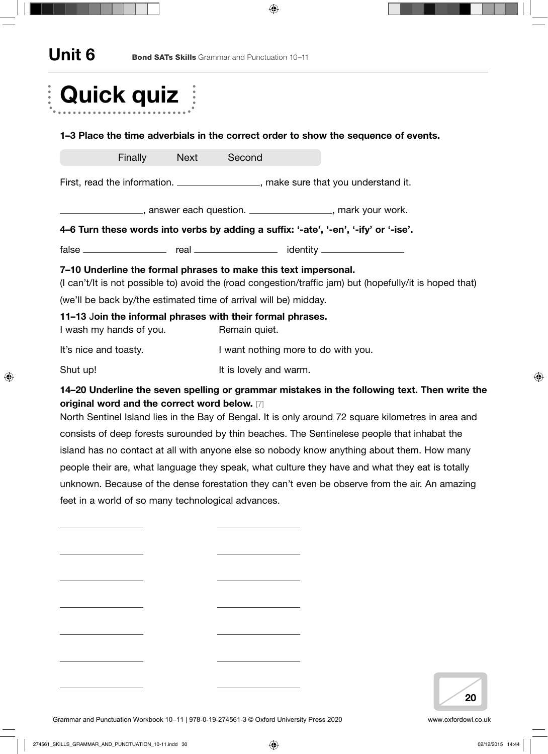# Unit 6

# Quick quiz

**1–3 Place the time adverbials in the correct order to show the sequence of events.**

Finally Next Second

First, read the information. ________________, make sure that you understand it.

________________, answer each question. ________________, mark your work.

**4–6 Turn these words into verbs by adding a suffix: '-ate', '-en', '-ify' or '-ise'.**

false ________________ real ________________ identity ________________

**7–10 Underline the formal phrases to make this text impersonal.**

(I can't/It is not possible to) avoid the (road congestion/traffic jam) but (hopefully/it is hoped that) (we'll be back by/the estimated time of arrival will be) midday.

**11–13 Join the informal phrases with their formal phrases.**

| | |
|---|---|
| I wash my hands of you. | Remain quiet. |
| It's nice and toasty. | I want nothing more to do with you. |
| Shut up! | It is lovely and warm. |

**14–20 Underline the seven spelling or grammar mistakes in the following text. Then write the original word and the correct word below.** [7]

North Sentinel Island lies in the Bay of Bengal. It is only around 72 square kilometres in area and consists of deep forests surounded by thin beaches. The Sentinelese people that inhabat the island has no contact at all with anyone else so nobody know anything about them. How many people their are, what language they speak, what culture they have and what they eat is totally unknown. Because of the dense forestation they can't even be observe from the air. An amazing feet in a world of so many technological advances.

________________ ________________

________________ ________________

________________ ________________

________________ ________________

________________ ________________

________________ ________________

________________ ________________

/20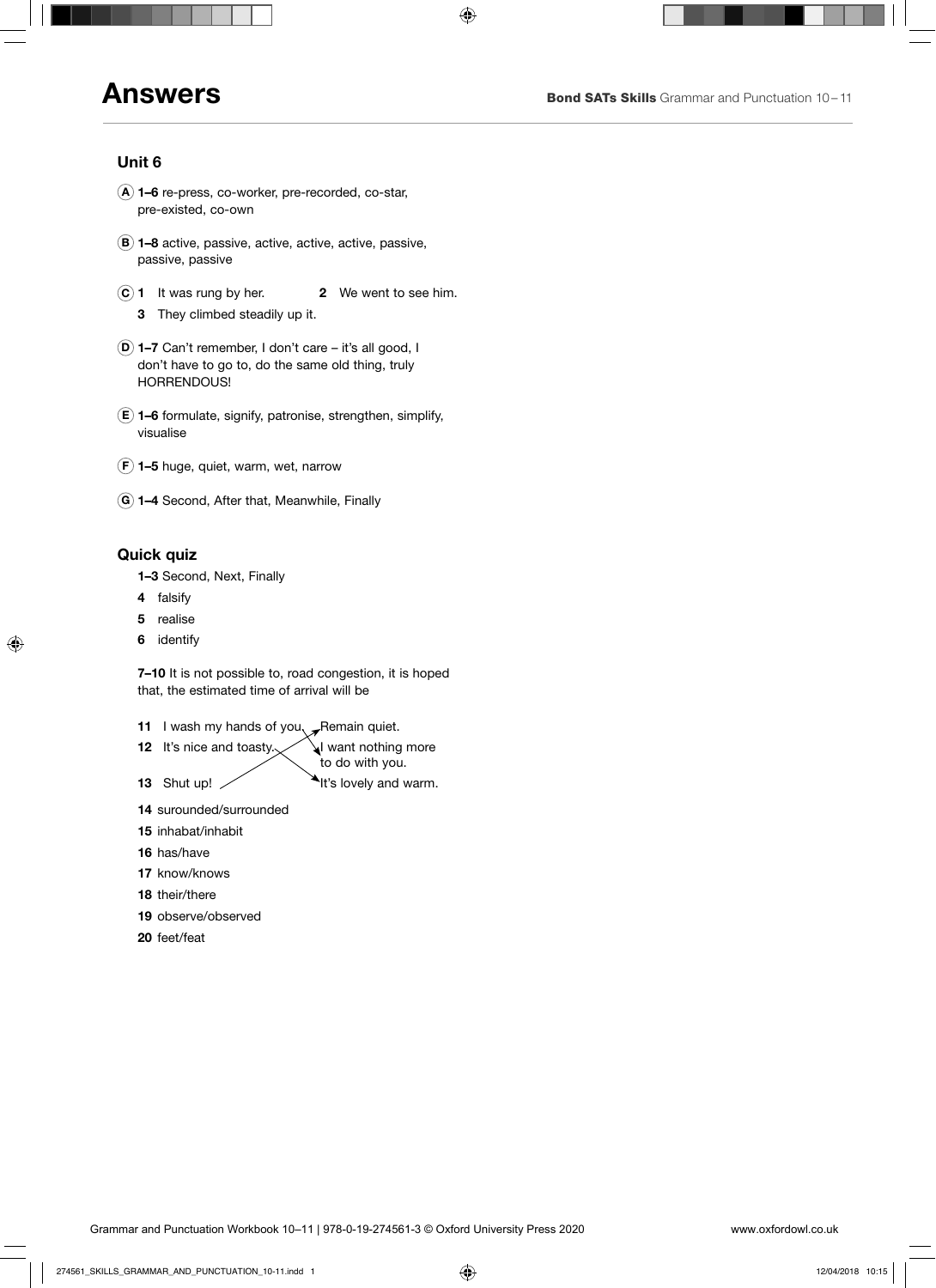# Answers

## Unit 6

**A** **1–6** re-press, co-worker, pre-recorded, co-star, pre-existed, co-own

**B** **1–8** active, passive, active, active, active, passive, passive, passive

**C** **1** It was rung by her. **2** We went to see him.
**3** They climbed steadily up it.

**D** **1–7** Can't remember, I don't care – it's all good, I don't have to go to, do the same old thing, truly HORRENDOUS!

**E** **1–6** formulate, signify, patronise, strengthen, simplify, visualise

**F** **1–5** huge, quiet, warm, wet, narrow

**G** **1–4** Second, After that, Meanwhile, Finally

## Quick quiz

**1–3** Second, Next, Finally

**4** falsify

**5** realise

**6** identify

**7–10** It is not possible to, road congestion, it is hoped that, the estimated time of arrival will be

| | |
|---|---|
| **11** I wash my hands of you. | Remain quiet. |
| **12** It's nice and toasty. | I want nothing more to do with you. |
| **13** Shut up! | It's lovely and warm. |

**14** surounded/surrounded

**15** inhabat/inhabit

**16** has/have

**17** know/knows

**18** their/there

**19** observe/observed

**20** feet/feat